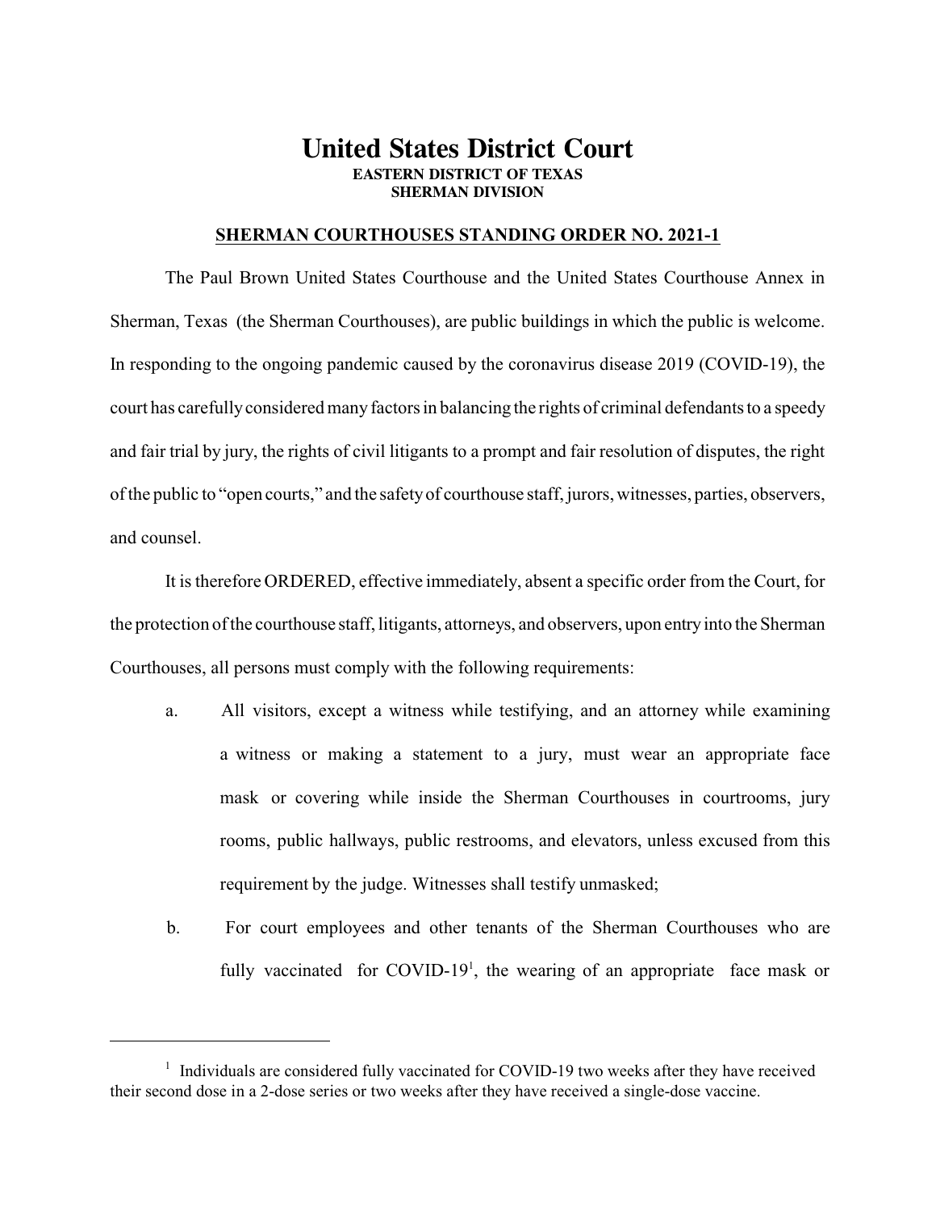# United States District Court

**EASTERN DISTRICT OF TEXAS**
**SHERMAN DIVISION**

## SHERMAN COURTHOUSES STANDING ORDER NO. 2021-1

The Paul Brown United States Courthouse and the United States Courthouse Annex in Sherman, Texas (the Sherman Courthouses), are public buildings in which the public is welcome. In responding to the ongoing pandemic caused by the coronavirus disease 2019 (COVID-19), the court has carefully considered many factors in balancing the rights of criminal defendants to a speedy and fair trial by jury, the rights of civil litigants to a prompt and fair resolution of disputes, the right of the public to "open courts," and the safety of courthouse staff, jurors, witnesses, parties, observers, and counsel.

It is therefore ORDERED, effective immediately, absent a specific order from the Court, for the protection of the courthouse staff, litigants, attorneys, and observers, upon entry into the Sherman Courthouses, all persons must comply with the following requirements:

a. All visitors, except a witness while testifying, and an attorney while examining a witness or making a statement to a jury, must wear an appropriate face mask or covering while inside the Sherman Courthouses in courtrooms, jury rooms, public hallways, public restrooms, and elevators, unless excused from this requirement by the judge. Witnesses shall testify unmasked;

b. For court employees and other tenants of the Sherman Courthouses who are fully vaccinated for COVID-19[1], the wearing of an appropriate face mask or

[1] Individuals are considered fully vaccinated for COVID-19 two weeks after they have received their second dose in a 2-dose series or two weeks after they have received a single-dose vaccine.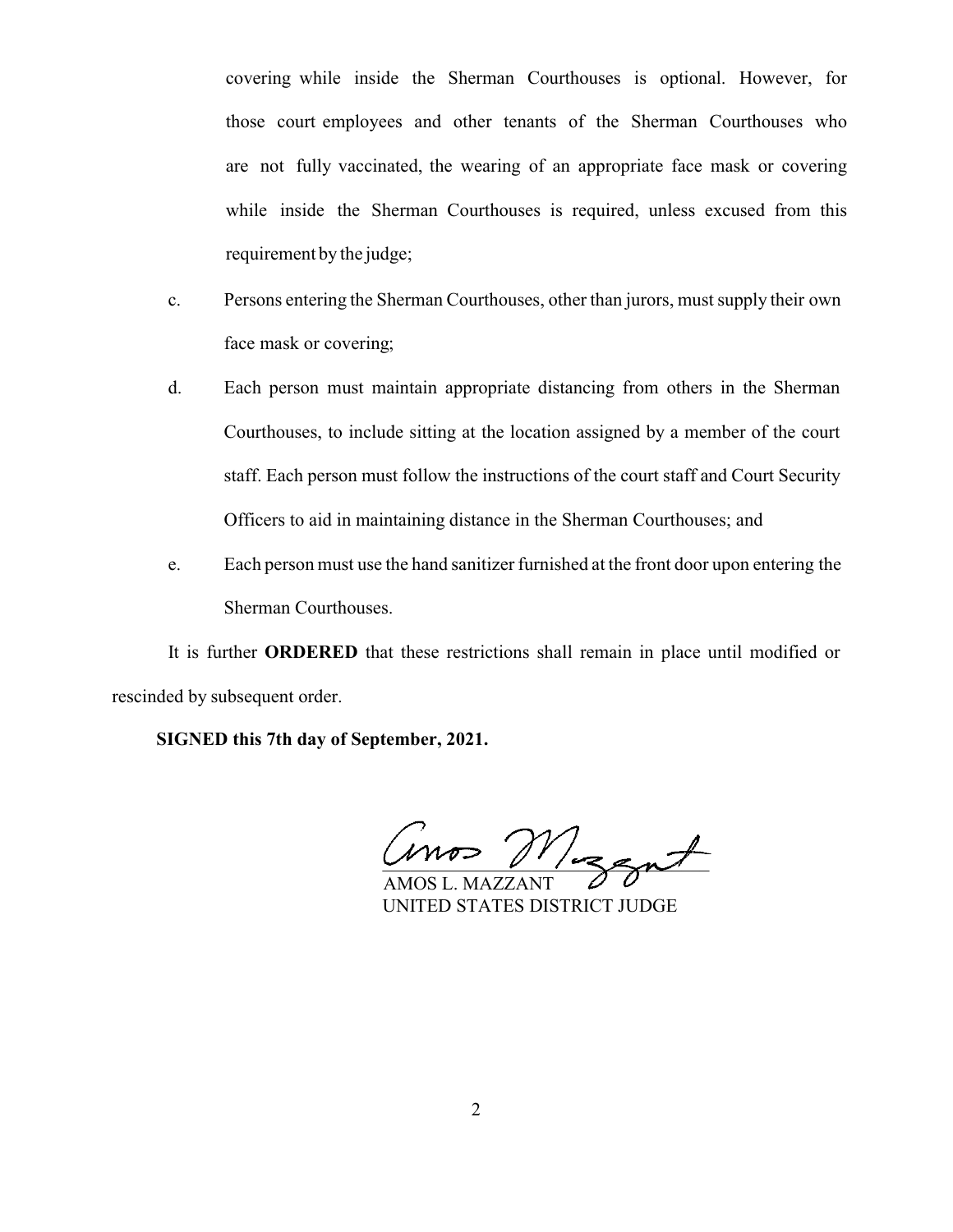covering while inside the Sherman Courthouses is optional. However, for those court employees and other tenants of the Sherman Courthouses who are not fully vaccinated, the wearing of an appropriate face mask or covering while inside the Sherman Courthouses is required, unless excused from this requirement by the judge;

c. Persons entering the Sherman Courthouses, other than jurors, must supply their own face mask or covering;

d. Each person must maintain appropriate distancing from others in the Sherman Courthouses, to include sitting at the location assigned by a member of the court staff. Each person must follow the instructions of the court staff and Court Security Officers to aid in maintaining distance in the Sherman Courthouses; and

e. Each person must use the hand sanitizer furnished at the front door upon entering the Sherman Courthouses.

It is further **ORDERED** that these restrictions shall remain in place until modified or rescinded by subsequent order.

**SIGNED this 7th day of September, 2021.**

AMOS L. MAZZANT
UNITED STATES DISTRICT JUDGE